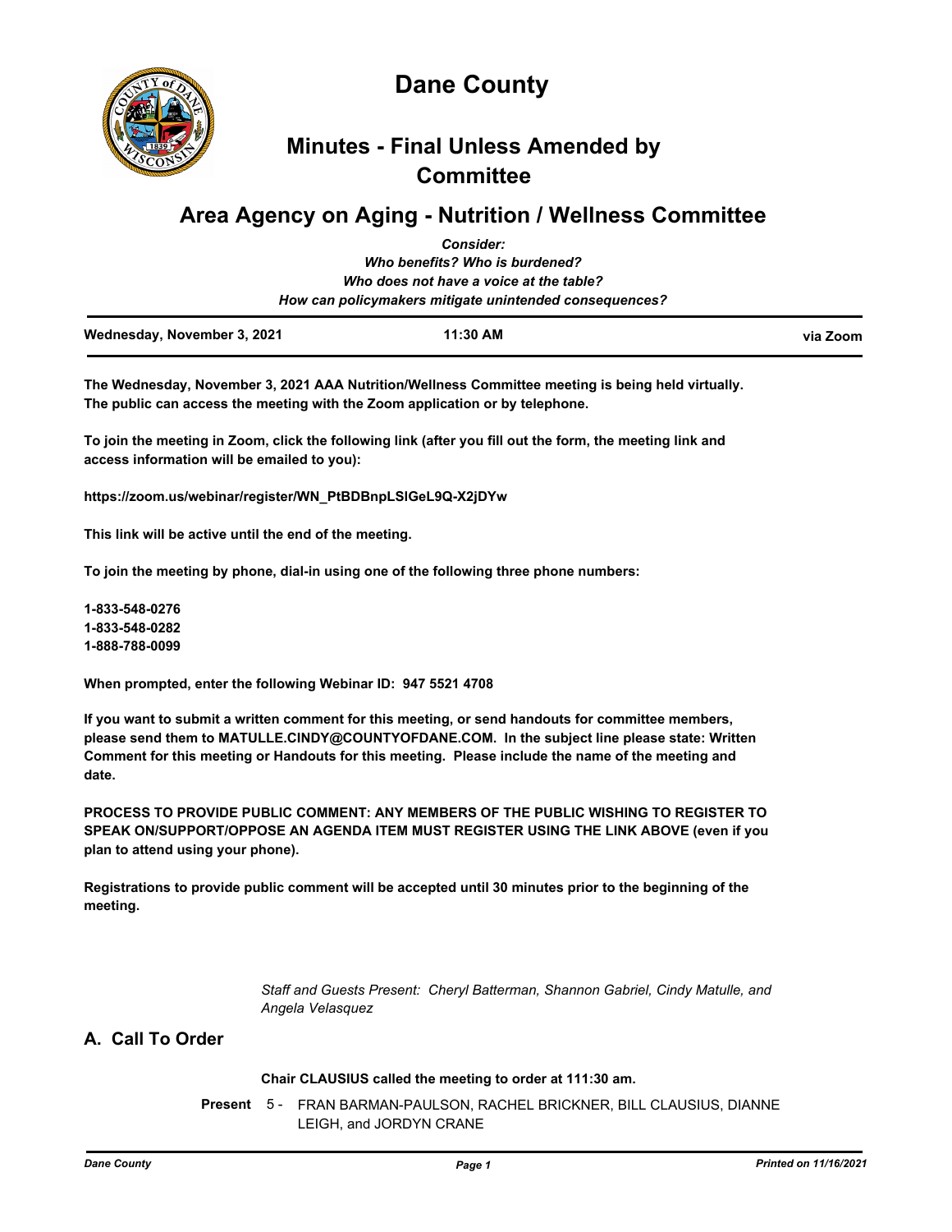# Dane County

## Minutes - Final Unless Amended by Committee

## Area Agency on Aging - Nutrition / Wellness Committee

*Consider:*
*Who benefits? Who is burdened?*
*Who does not have a voice at the table?*
*How can policymakers mitigate unintended consequences?*

| Wednesday, November 3, 2021 | 11:30 AM | via Zoom |
|---|---|---|

**The Wednesday, November 3, 2021 AAA Nutrition/Wellness Committee meeting is being held virtually. The public can access the meeting with the Zoom application or by telephone.**

**To join the meeting in Zoom, click the following link (after you fill out the form, the meeting link and access information will be emailed to you):**

**https://zoom.us/webinar/register/WN_PtBDBnpLSlGeL9Q-X2jDYw**

**This link will be active until the end of the meeting.**

**To join the meeting by phone, dial-in using one of the following three phone numbers:**

**1-833-548-0276**
**1-833-548-0282**
**1-888-788-0099**

**When prompted, enter the following Webinar ID: 947 5521 4708**

**If you want to submit a written comment for this meeting, or send handouts for committee members, please send them to MATULLE.CINDY@COUNTYOFDANE.COM. In the subject line please state: Written Comment for this meeting or Handouts for this meeting. Please include the name of the meeting and date.**

**PROCESS TO PROVIDE PUBLIC COMMENT: ANY MEMBERS OF THE PUBLIC WISHING TO REGISTER TO SPEAK ON/SUPPORT/OPPOSE AN AGENDA ITEM MUST REGISTER USING THE LINK ABOVE (even if you plan to attend using your phone).**

**Registrations to provide public comment will be accepted until 30 minutes prior to the beginning of the meeting.**

*Staff and Guests Present: Cheryl Batterman, Shannon Gabriel, Cindy Matulle, and Angela Velasquez*

## A. Call To Order

**Chair CLAUSIUS called the meeting to order at 111:30 am.**

**Present** 5 - FRAN BARMAN-PAULSON, RACHEL BRICKNER, BILL CLAUSIUS, DIANNE LEIGH, and JORDYN CRANE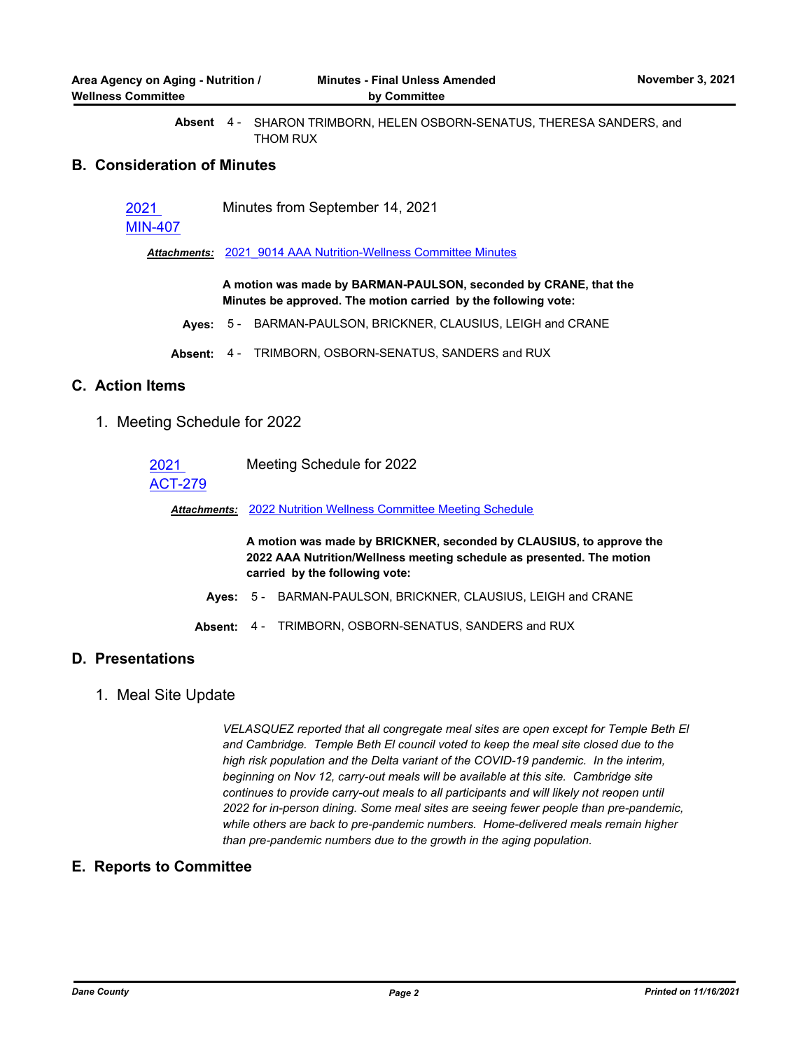**Absent** 4 - SHARON TRIMBORN, HELEN OSBORN-SENATUS, THERESA SANDERS, and THOM RUX

## B. Consideration of Minutes

2021 MIN-407 — Minutes from September 14, 2021

***Attachments:*** 2021_9014 AAA Nutrition-Wellness Committee Minutes

**A motion was made by BARMAN-PAULSON, seconded by CRANE, that the Minutes be approved. The motion carried by the following vote:**

**Ayes:** 5 - BARMAN-PAULSON, BRICKNER, CLAUSIUS, LEIGH and CRANE

**Absent:** 4 - TRIMBORN, OSBORN-SENATUS, SANDERS and RUX

## C. Action Items

1. Meeting Schedule for 2022

2021 ACT-279 — Meeting Schedule for 2022

***Attachments:*** 2022 Nutrition Wellness Committee Meeting Schedule

**A motion was made by BRICKNER, seconded by CLAUSIUS, to approve the 2022 AAA Nutrition/Wellness meeting schedule as presented. The motion carried by the following vote:**

**Ayes:** 5 - BARMAN-PAULSON, BRICKNER, CLAUSIUS, LEIGH and CRANE

**Absent:** 4 - TRIMBORN, OSBORN-SENATUS, SANDERS and RUX

## D. Presentations

1. Meal Site Update

*VELASQUEZ reported that all congregate meal sites are open except for Temple Beth El and Cambridge. Temple Beth El council voted to keep the meal site closed due to the high risk population and the Delta variant of the COVID-19 pandemic. In the interim, beginning on Nov 12, carry-out meals will be available at this site. Cambridge site continues to provide carry-out meals to all participants and will likely not reopen until 2022 for in-person dining. Some meal sites are seeing fewer people than pre-pandemic, while others are back to pre-pandemic numbers. Home-delivered meals remain higher than pre-pandemic numbers due to the growth in the aging population.*

## E. Reports to Committee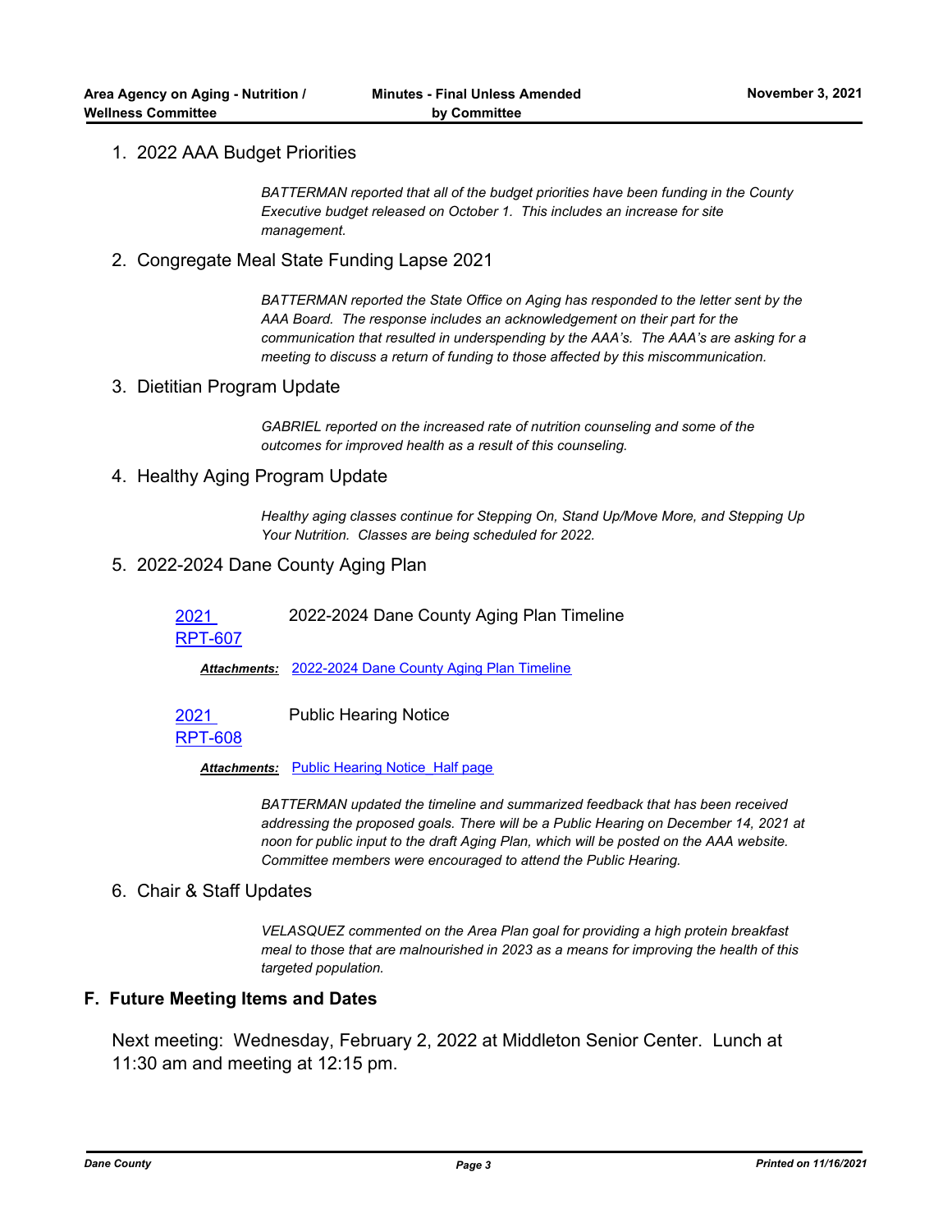1. 2022 AAA Budget Priorities

   *BATTERMAN reported that all of the budget priorities have been funding in the County Executive budget released on October 1. This includes an increase for site management.*

2. Congregate Meal State Funding Lapse 2021

   *BATTERMAN reported the State Office on Aging has responded to the letter sent by the AAA Board. The response includes an acknowledgement on their part for the communication that resulted in underspending by the AAA's. The AAA's are asking for a meeting to discuss a return of funding to those affected by this miscommunication.*

3. Dietitian Program Update

   *GABRIEL reported on the increased rate of nutrition counseling and some of the outcomes for improved health as a result of this counseling.*

4. Healthy Aging Program Update

   *Healthy aging classes continue for Stepping On, Stand Up/Move More, and Stepping Up Your Nutrition. Classes are being scheduled for 2022.*

5. 2022-2024 Dane County Aging Plan

   2021 RPT-607 — 2022-2024 Dane County Aging Plan Timeline

   ***Attachments:*** 2022-2024 Dane County Aging Plan Timeline

   2021 RPT-608 — Public Hearing Notice

   ***Attachments:*** Public Hearing Notice_Half page

   *BATTERMAN updated the timeline and summarized feedback that has been received addressing the proposed goals. There will be a Public Hearing on December 14, 2021 at noon for public input to the draft Aging Plan, which will be posted on the AAA website. Committee members were encouraged to attend the Public Hearing.*

6. Chair & Staff Updates

   *VELASQUEZ commented on the Area Plan goal for providing a high protein breakfast meal to those that are malnourished in 2023 as a means for improving the health of this targeted population.*

## F. Future Meeting Items and Dates

Next meeting: Wednesday, February 2, 2022 at Middleton Senior Center. Lunch at 11:30 am and meeting at 12:15 pm.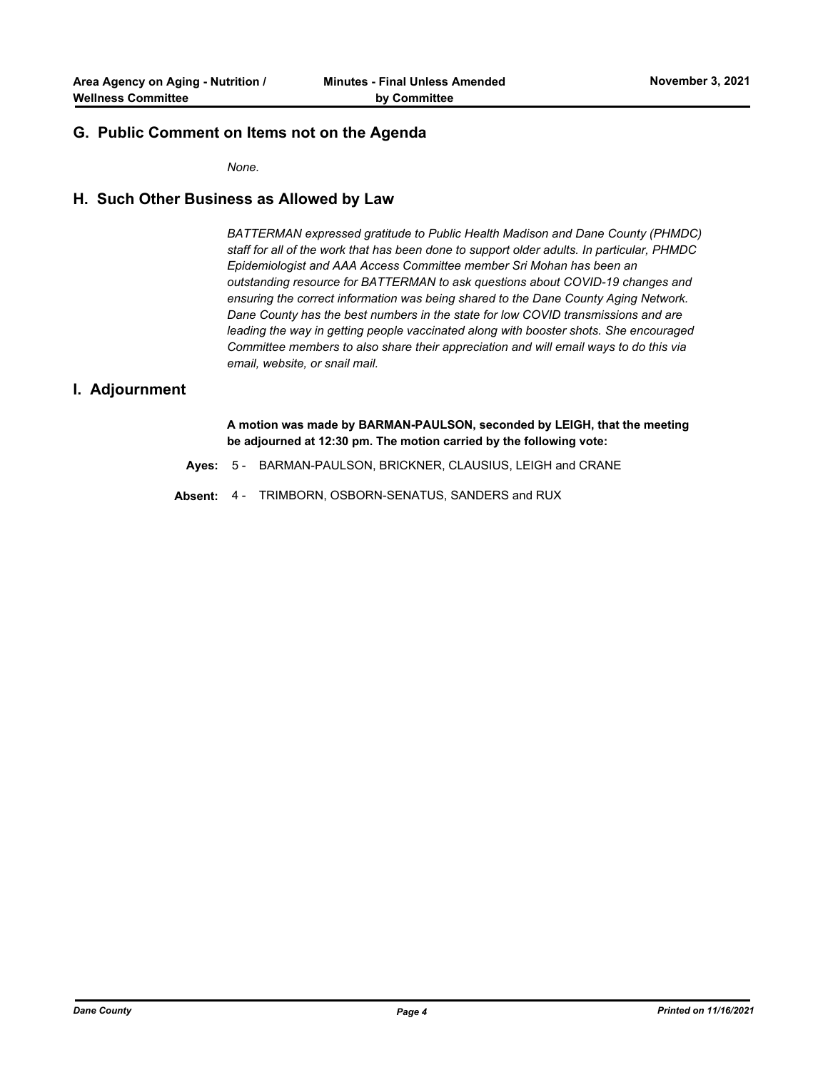## G. Public Comment on Items not on the Agenda

*None.*

## H. Such Other Business as Allowed by Law

*BATTERMAN expressed gratitude to Public Health Madison and Dane County (PHMDC) staff for all of the work that has been done to support older adults. In particular, PHMDC Epidemiologist and AAA Access Committee member Sri Mohan has been an outstanding resource for BATTERMAN to ask questions about COVID-19 changes and ensuring the correct information was being shared to the Dane County Aging Network. Dane County has the best numbers in the state for low COVID transmissions and are leading the way in getting people vaccinated along with booster shots. She encouraged Committee members to also share their appreciation and will email ways to do this via email, website, or snail mail.*

## I. Adjournment

**A motion was made by BARMAN-PAULSON, seconded by LEIGH, that the meeting be adjourned at 12:30 pm. The motion carried by the following vote:**

**Ayes:** 5 - BARMAN-PAULSON, BRICKNER, CLAUSIUS, LEIGH and CRANE

**Absent:** 4 - TRIMBORN, OSBORN-SENATUS, SANDERS and RUX